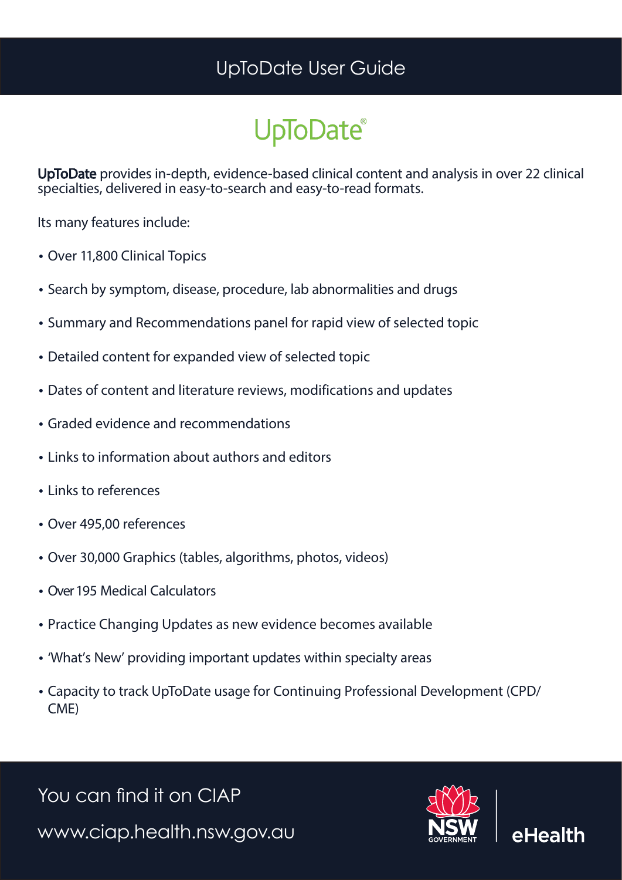# UpToDate User Guide

## UpToDate®

**UpToDate** provides in-depth, evidence-based clinical content and analysis in over 22 clinical specialties, delivered in easy-to-search and easy-to-read formats.

Its many features include:

- Over 11,800 Clinical Topics
- Search by symptom, disease, procedure, lab abnormalities and drugs
- Summary and Recommendations panel for rapid view of selected topic
- Detailed content for expanded view of selected topic
- Dates of content and literature reviews, modifications and updates
- Graded evidence and recommendations
- Links to information about authors and editors
- Links to references
- Over 495,00 references
- Over 30,000 Graphics (tables, algorithms, photos, videos)
- Over 195 Medical Calculators
- Practice Changing Updates as new evidence becomes available
- 'What's New' providing important updates within specialty areas
- Capacity to track UpToDate usage for Continuing Professional Development (CPD/CME)

You can find it on CIAP

www.ciap.health.nsw.gov.au

NSW GOVERNMENT | eHealth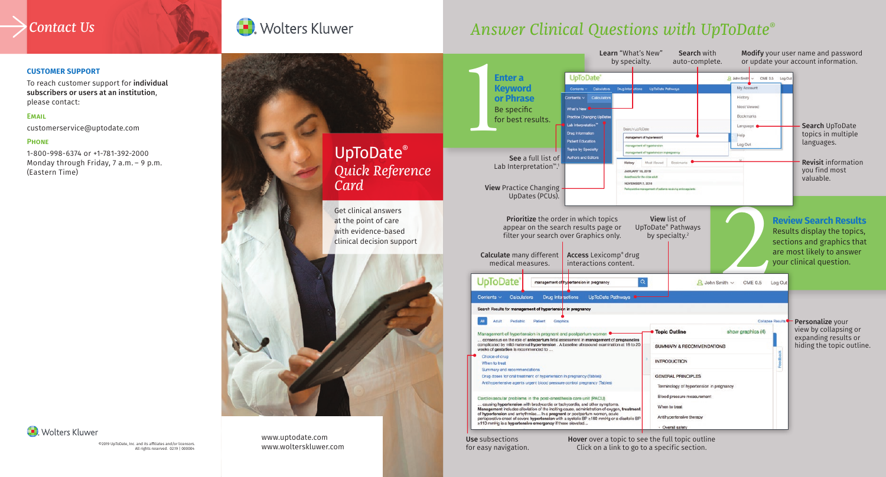# Contact Us

## CUSTOMER SUPPORT

To reach customer support for **individual subscribers or users at an institution**, please contact:

### Email

customerservice@uptodate.com

### Phone

1-800-998-6374 or +1-781-392-2000
Monday through Friday, 7 a.m. – 9 p.m. (Eastern Time)

Wolters Kluwer

©2019 UpToDate, Inc. and its affiliates and/or licensors. All rights reserved. 0219 | 000004

Wolters Kluwer

# UpToDate®
*Quick Reference Card*

Get clinical answers at the point of care with evidence-based clinical decision support

www.uptodate.com
www.wolterskluwer.com

# *Answer Clinical Questions with UpToDate®*

## 1 Enter a Keyword or Phrase

Be specific for best results.

**Learn** "What's New" by specialty.

**Search** with auto-complete.

**Modify** your user name and password or update your account information.

**Search** UpToDate topics in multiple languages.

**Revisit** information you find most valuable.

**See** a full list of Lab Interpretation™.[1]

**View** Practice Changing UpDates (PCUs).

## 2 Review Search Results

Results display the topics, sections and graphics that are most likely to answer your clinical question.

**Prioritize** the order in which topics appear on the search results page or filter your search over Graphics only.

**View** list of UpToDate® Pathways by specialty.[2]

**Calculate** many different medical measures.

**Access** Lexicomp® drug interactions content.

**Personalize** your view by collapsing or expanding results or hiding the topic outline.

**Use** subsections for easy navigation.

**Hover** over a topic to see the full topic outline. Click on a link to go to a specific section.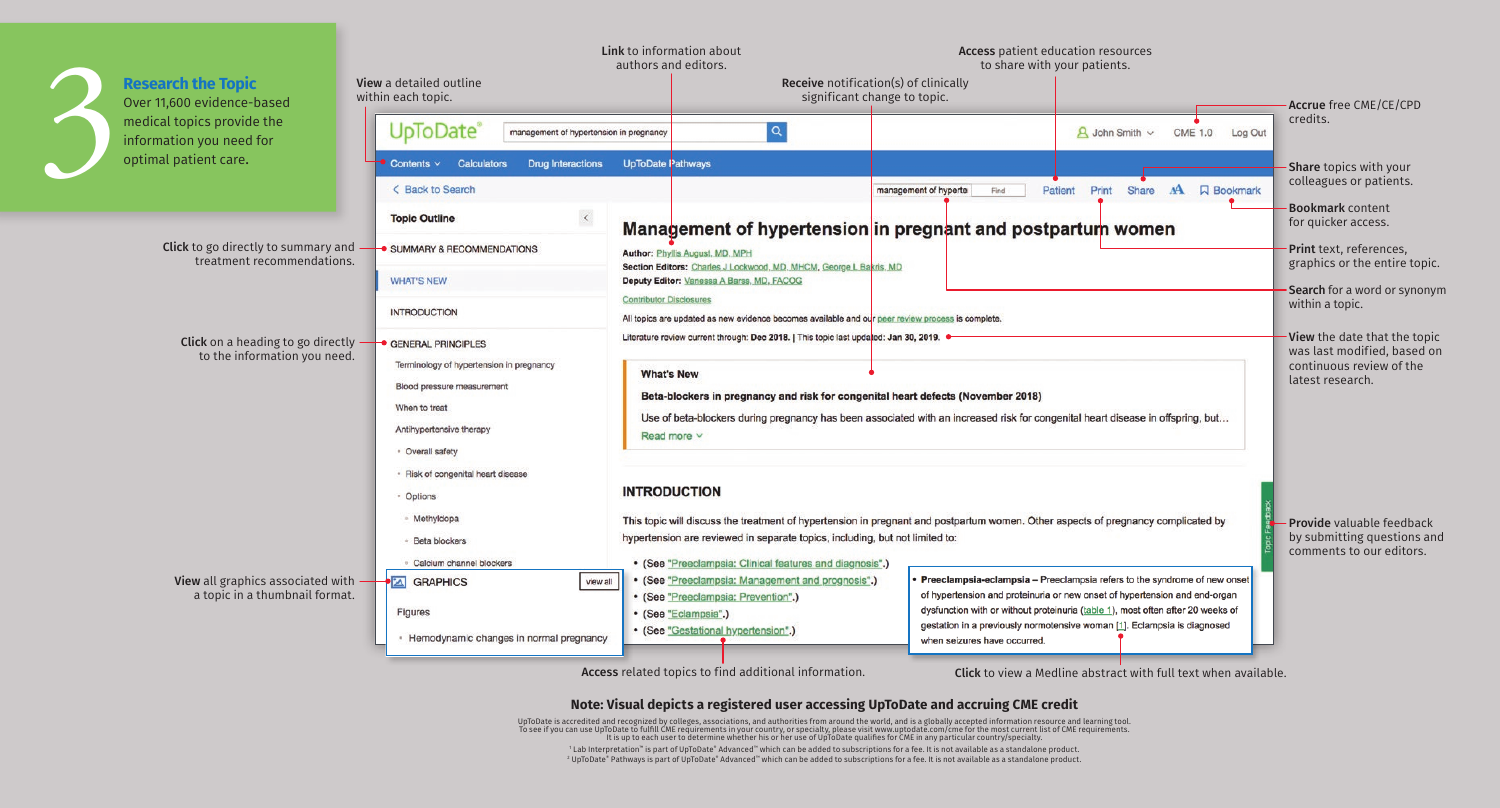# 3 Research the Topic

Over 11,600 evidence-based medical topics provide the information you need for optimal patient care.

**View** a detailed outline within each topic.

**Link** to information about authors and editors.

**Receive** notification(s) of clinically significant change to topic.

**Access** patient education resources to share with your patients.

**Accrue** free CME/CE/CPD credits.

**Share** topics with your colleagues or patients.

**Bookmark** content for quicker access.

**Print** text, references, graphics or the entire topic.

**Search** for a word or synonym within a topic.

**View** the date that the topic was last modified, based on continuous review of the latest research.

**Click** to go directly to summary and treatment recommendations.

**Click** on a heading to go directly to the information you need.

**View** all graphics associated with a topic in a thumbnail format.

**Provide** valuable feedback by submitting questions and comments to our editors.

**Access** related topics to find additional information.

**Click** to view a Medline abstract with full text when available.

UpToDate® | management of hypertension in pregnancy | John Smith | CME 1.0 | Log Out

Contents | Calculators | Drug Interactions | UpToDate Pathways

< Back to Search | management of hyperte | Find | Patient | Print | Share | Bookmark

**Topic Outline**

- SUMMARY & RECOMMENDATIONS
- WHAT'S NEW
- INTRODUCTION
- GENERAL PRINCIPLES
  - Terminology of hypertension in pregnancy
  - Blood pressure measurement
  - When to treat
  - Antihypertensive therapy
    - Overall safety
    - Risk of congenital heart disease
    - Options
      - Methyldopa
      - Beta blockers
      - Calcium channel blockers
- GRAPHICS (view all)
  - Figures
    - Hemodynamic changes in normal pregnancy

## Management of hypertension in pregnant and postpartum women

Author: Phyllis August, MD, MPH
Section Editors: Charles J Lockwood, MD, MHCM, George L Bakris, MD
Deputy Editor: Vanessa A Barss, MD, FACOG

Contributor Disclosures

All topics are updated as new evidence becomes available and our peer review process is complete.

Literature review current through: Dec 2018. | This topic last updated: Jan 30, 2019.

**What's New**

**Beta-blockers in pregnancy and risk for congenital heart defects (November 2018)**

Use of beta-blockers during pregnancy has been associated with an increased risk for congenital heart disease in offspring, but...

Read more

**INTRODUCTION**

This topic will discuss the treatment of hypertension in pregnant and postpartum women. Other aspects of pregnancy complicated by hypertension are reviewed in separate topics, including, but not limited to:

- (See "Preeclampsia: Clinical features and diagnosis".)
- (See "Preeclampsia: Management and prognosis".)
- (See "Preeclampsia: Prevention".)
- (See "Eclampsia".)
- (See "Gestational hypertension".)

- **Preeclampsia-eclampsia** – Preeclampsia refers to the syndrome of new onset of hypertension and proteinuria or new onset of hypertension and end-organ dysfunction with or without proteinuria (table 1), most often after 20 weeks of gestation in a previously normotensive woman [1]. Eclampsia is diagnosed when seizures have occurred.

Topic Feedback

**Note: Visual depicts a registered user accessing UpToDate and accruing CME credit**

UpToDate is accredited and recognized by colleges, associations, and authorities from around the world, and is a globally accepted information resource and learning tool. To see if you can use UpToDate to fulfill CME requirements in your country, or specialty, please visit www.uptodate.com/cme for the most current list of CME requirements. It is up to each user to determine whether his or her use of UpToDate qualifies for CME in any particular country/specialty.

[1] Lab Interpretation™ is part of UpToDate® Advanced™ which can be added to subscriptions for a fee. It is not available as a standalone product.

[2] UpToDate® Pathways is part of UpToDate® Advanced™ which can be added to subscriptions for a fee. It is not available as a standalone product.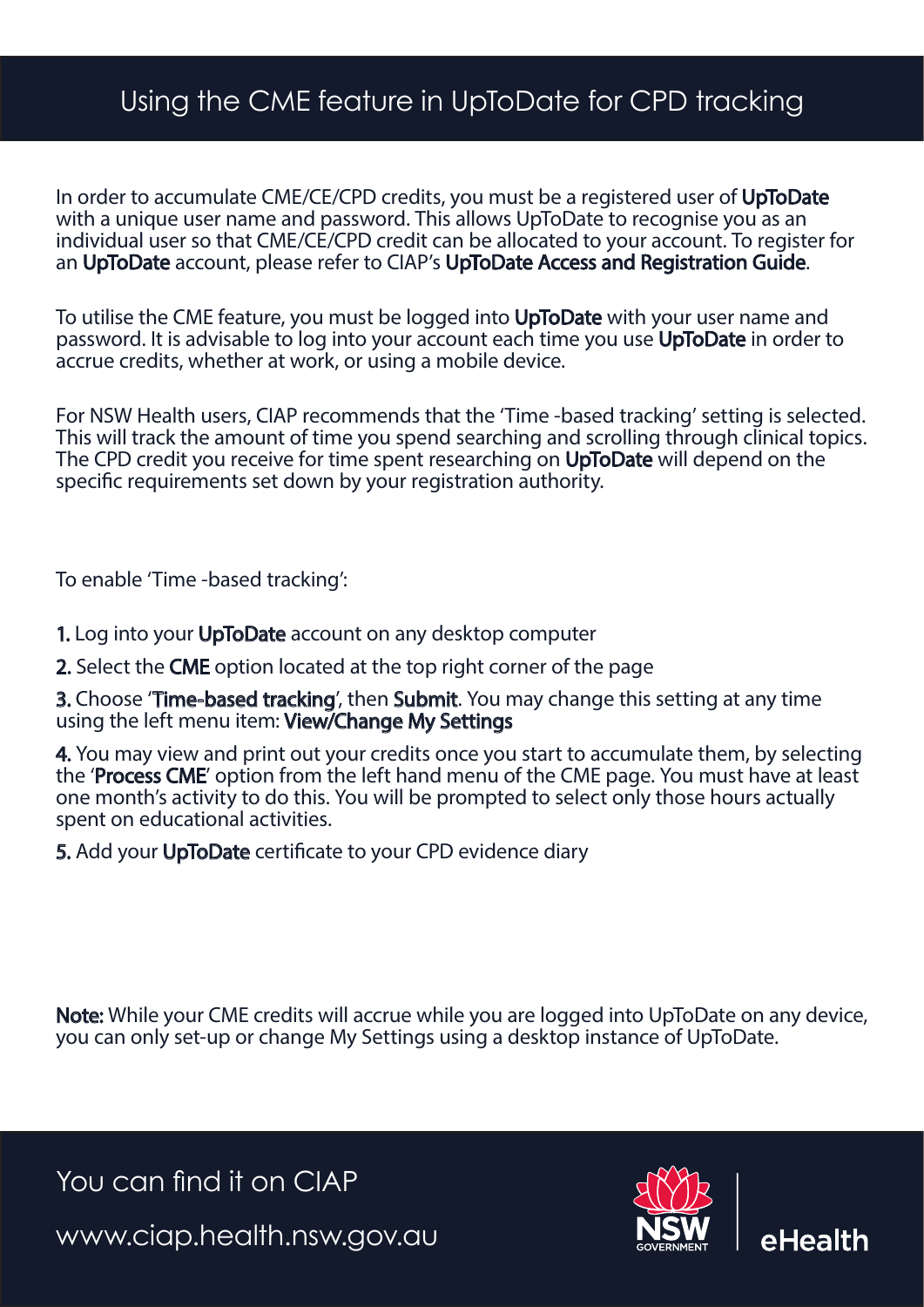# Using the CME feature in UpToDate for CPD tracking

In order to accumulate CME/CE/CPD credits, you must be a registered user of **UpToDate** with a unique user name and password. This allows UpToDate to recognise you as an individual user so that CME/CE/CPD credit can be allocated to your account. To register for an **UpToDate** account, please refer to CIAP's **UpToDate Access and Registration Guide**.

To utilise the CME feature, you must be logged into **UpToDate** with your user name and password. It is advisable to log into your account each time you use **UpToDate** in order to accrue credits, whether at work, or using a mobile device.

For NSW Health users, CIAP recommends that the 'Time -based tracking' setting is selected. This will track the amount of time you spend searching and scrolling through clinical topics. The CPD credit you receive for time spent researching on **UpToDate** will depend on the specific requirements set down by your registration authority.

To enable 'Time -based tracking':

**1.** Log into your **UpToDate** account on any desktop computer

**2.** Select the **CME** option located at the top right corner of the page

**3.** Choose '**Time-based tracking**', then **Submit**. You may change this setting at any time using the left menu item: **View/Change My Settings**

**4.** You may view and print out your credits once you start to accumulate them, by selecting the '**Process CME**' option from the left hand menu of the CME page. You must have at least one month's activity to do this. You will be prompted to select only those hours actually spent on educational activities.

**5.** Add your **UpToDate** certificate to your CPD evidence diary

**Note:** While your CME credits will accrue while you are logged into UpToDate on any device, you can only set-up or change My Settings using a desktop instance of UpToDate.

You can find it on CIAP

www.ciap.health.nsw.gov.au

NSW GOVERNMENT | eHealth